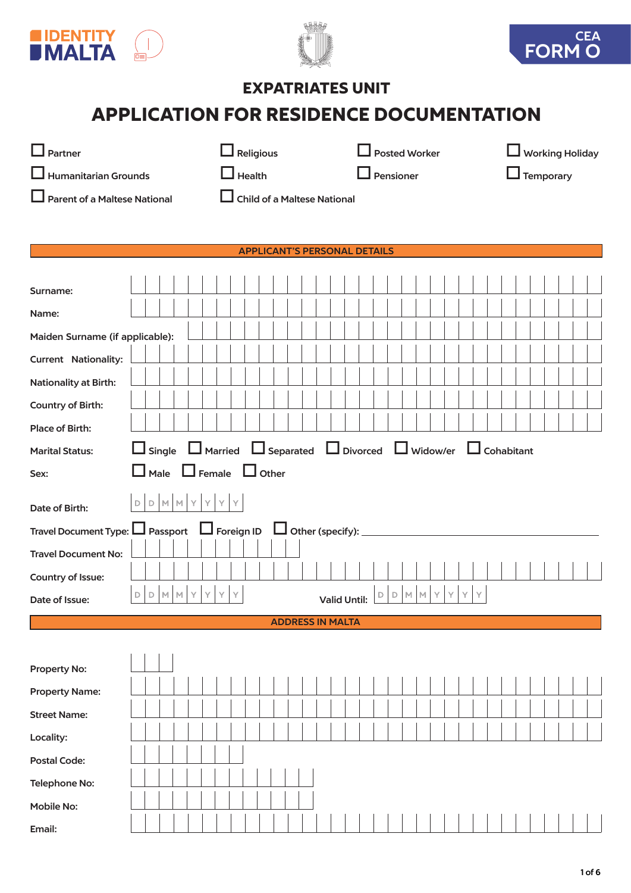IDENTITY MALTA

CEA FORM O

# EXPATRIATES UNIT

# APPLICATION FOR RESIDENCE DOCUMENTATION

☐ Partner ☐ Religious ☐ Posted Worker ☐ Working Holiday

☐ Humanitarian Grounds ☐ Health ☐ Pensioner ☐ Temporary

☐ Parent of a Maltese National ☐ Child of a Maltese National

## APPLICANT'S PERSONAL DETAILS

Surname:

Name:

Maiden Surname (if applicable):

Current Nationality:

Nationality at Birth:

Country of Birth:

Place of Birth:

Marital Status: ☐ Single ☐ Married ☐ Separated ☐ Divorced ☐ Widow/er ☐ Cohabitant

Sex: ☐ Male ☐ Female ☐ Other

Date of Birth: D D M M Y Y Y Y

Travel Document Type: ☐ Passport ☐ Foreign ID ☐ Other (specify): ____________________

Travel Document No:

Country of Issue:

Date of Issue: D D M M Y Y Y Y Valid Until: D D M M Y Y Y Y

## ADDRESS IN MALTA

Property No:

Property Name:

Street Name:

Locality:

Postal Code:

Telephone No:

Mobile No:

Email: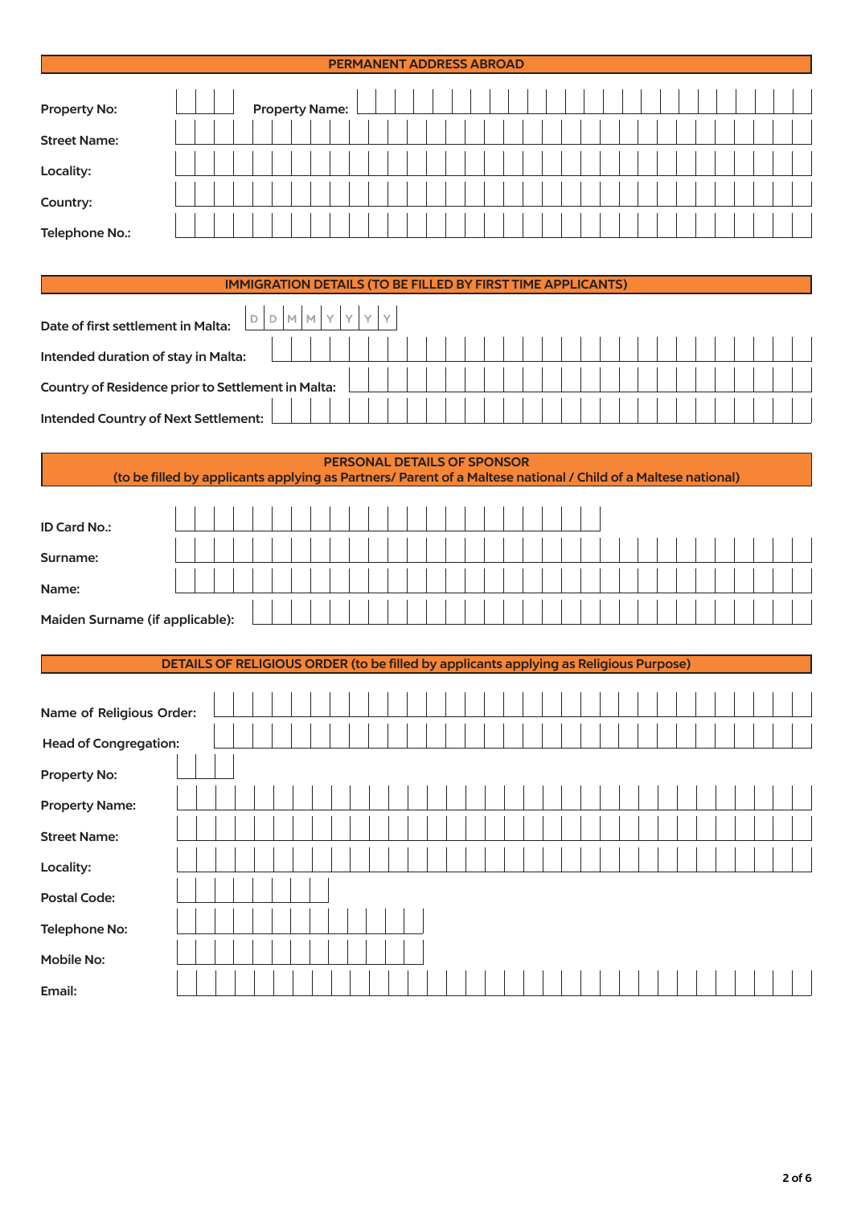## PERMANENT ADDRESS ABROAD

**Property No:** ______ **Property Name:** ______

**Street Name:** ______

**Locality:** ______

**Country:** ______

**Telephone No.:** ______

## IMMIGRATION DETAILS (TO BE FILLED BY FIRST TIME APPLICANTS)

**Date of first settlement in Malta:** D D M M Y Y Y Y

**Intended duration of stay in Malta:** ______

**Country of Residence prior to Settlement in Malta:** ______

**Intended Country of Next Settlement:** ______

## PERSONAL DETAILS OF SPONSOR

**(to be filled by applicants applying as Partners/ Parent of a Maltese national / Child of a Maltese national)**

**ID Card No.:** ______

**Surname:** ______

**Name:** ______

**Maiden Surname (if applicable):** ______

## DETAILS OF RELIGIOUS ORDER (to be filled by applicants applying as Religious Purpose)

**Name of Religious Order:** ______

**Head of Congregation:** ______

**Property No:** ______

**Property Name:** ______

**Street Name:** ______

**Locality:** ______

**Postal Code:** ______

**Telephone No:** ______

**Mobile No:** ______

**Email:** ______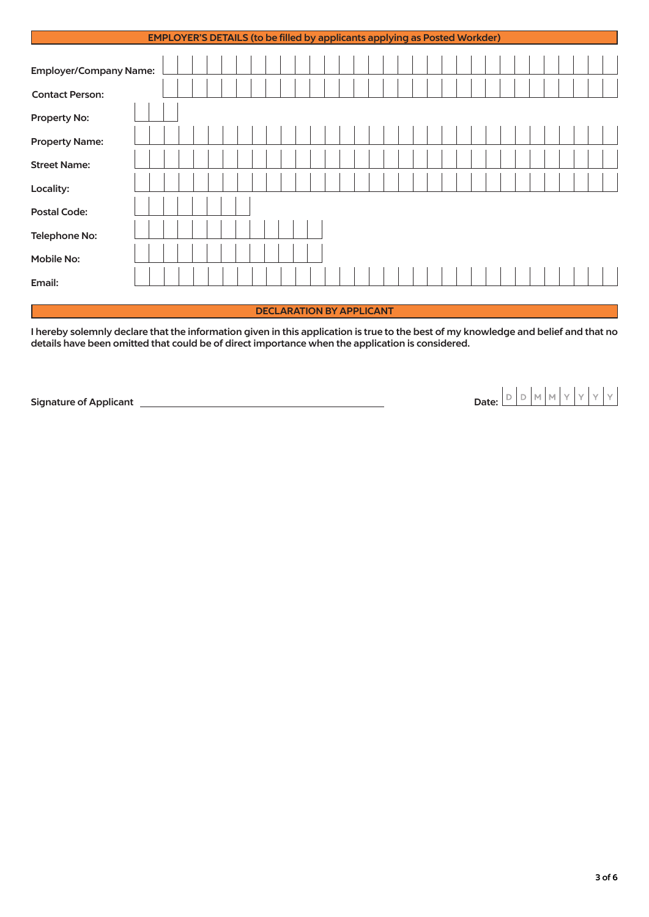## EMPLOYER'S DETAILS (to be filled by applicants applying as Posted Workder)

**Employer/Company Name:**

**Contact Person:**

**Property No:**

**Property Name:**

**Street Name:**

**Locality:**

**Postal Code:**

**Telephone No:**

**Mobile No:**

**Email:**

## DECLARATION BY APPLICANT

**I hereby solemnly declare that the information given in this application is true to the best of my knowledge and belief and that no details have been omitted that could be of direct importance when the application is considered.**

**Signature of Applicant** ______________________________

**Date:** D D M M Y Y Y Y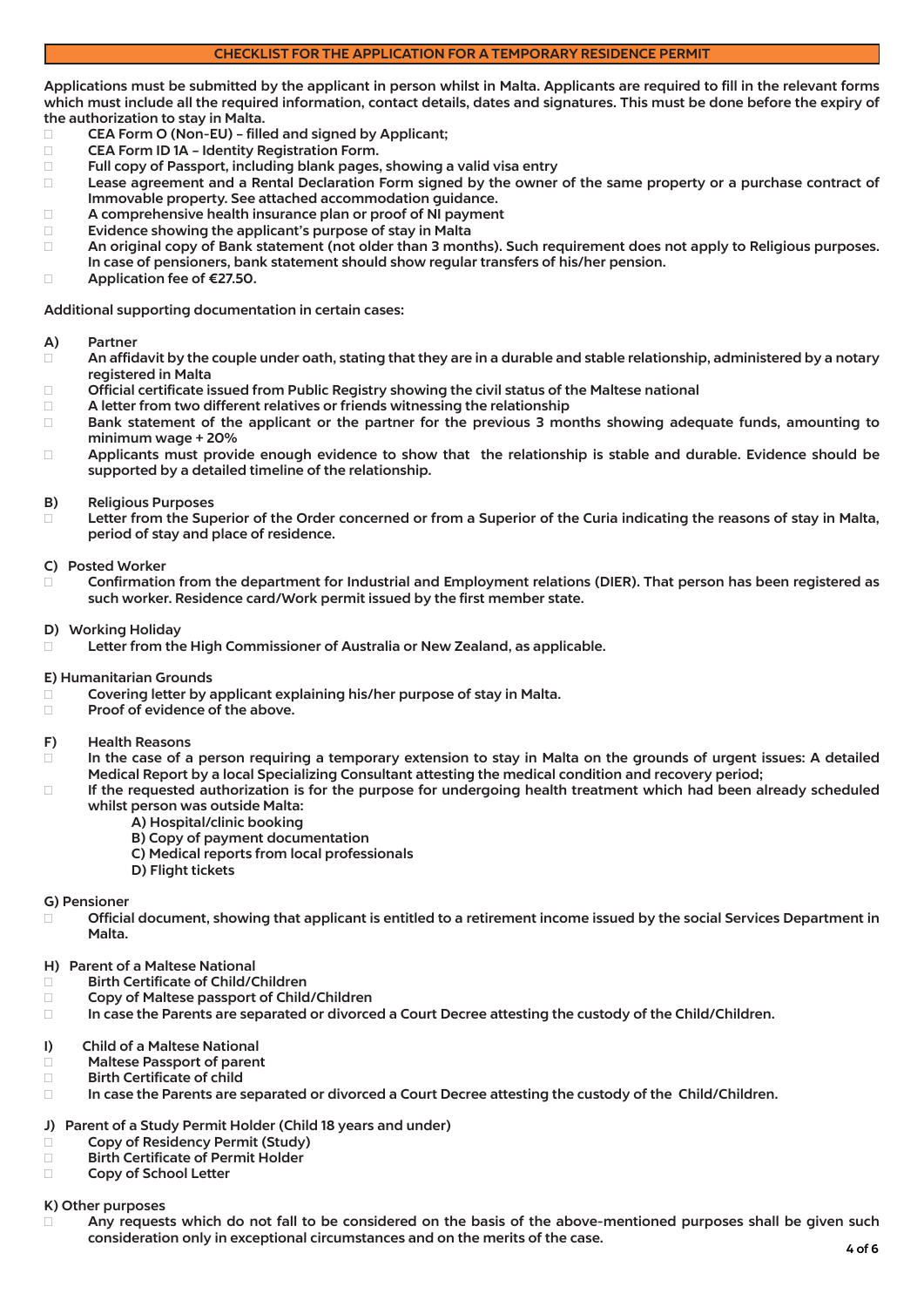## CHECKLIST FOR THE APPLICATION FOR A TEMPORARY RESIDENCE PERMIT

**Applications must be submitted by the applicant in person whilst in Malta. Applicants are required to fill in the relevant forms which must include all the required information, contact details, dates and signatures. This must be done before the expiry of the authorization to stay in Malta.**

- ☐ **CEA Form O (Non-EU) – filled and signed by Applicant;**
- ☐ **CEA Form ID 1A – Identity Registration Form.**
- ☐ **Full copy of Passport, including blank pages, showing a valid visa entry**
- ☐ **Lease agreement and a Rental Declaration Form signed by the owner of the same property or a purchase contract of Immovable property. See attached accommodation guidance.**
- ☐ **A comprehensive health insurance plan or proof of NI payment**
- ☐ **Evidence showing the applicant's purpose of stay in Malta**
- ☐ **An original copy of Bank statement (not older than 3 months). Such requirement does not apply to Religious purposes. In case of pensioners, bank statement should show regular transfers of his/her pension.**
- ☐ **Application fee of €27.50.**

**Additional supporting documentation in certain cases:**

**A) Partner**
- ☐ **An affidavit by the couple under oath, stating that they are in a durable and stable relationship, administered by a notary registered in Malta**
- ☐ **Official certificate issued from Public Registry showing the civil status of the Maltese national**
- ☐ **A letter from two different relatives or friends witnessing the relationship**
- ☐ **Bank statement of the applicant or the partner for the previous 3 months showing adequate funds, amounting to minimum wage + 20%**
- ☐ **Applicants must provide enough evidence to show that the relationship is stable and durable. Evidence should be supported by a detailed timeline of the relationship.**

**B) Religious Purposes**
- ☐ **Letter from the Superior of the Order concerned or from a Superior of the Curia indicating the reasons of stay in Malta, period of stay and place of residence.**

**C) Posted Worker**
- ☐ **Confirmation from the department for Industrial and Employment relations (DIER). That person has been registered as such worker. Residence card/Work permit issued by the first member state.**

**D) Working Holiday**
- ☐ **Letter from the High Commissioner of Australia or New Zealand, as applicable.**

**E) Humanitarian Grounds**
- ☐ **Covering letter by applicant explaining his/her purpose of stay in Malta.**
- ☐ **Proof of evidence of the above.**

**F) Health Reasons**
- ☐ **In the case of a person requiring a temporary extension to stay in Malta on the grounds of urgent issues: A detailed Medical Report by a local Specializing Consultant attesting the medical condition and recovery period;**
- ☐ **If the requested authorization is for the purpose for undergoing health treatment which had been already scheduled whilst person was outside Malta:**
  - **A) Hospital/clinic booking**
  - **B) Copy of payment documentation**
  - **C) Medical reports from local professionals**
  - **D) Flight tickets**

**G) Pensioner**
- ☐ **Official document, showing that applicant is entitled to a retirement income issued by the social Services Department in Malta.**

**H) Parent of a Maltese National**
- ☐ **Birth Certificate of Child/Children**
- ☐ **Copy of Maltese passport of Child/Children**
- ☐ **In case the Parents are separated or divorced a Court Decree attesting the custody of the Child/Children.**

**I) Child of a Maltese National**
- ☐ **Maltese Passport of parent**
- ☐ **Birth Certificate of child**
- ☐ **In case the Parents are separated or divorced a Court Decree attesting the custody of the Child/Children.**

**J) Parent of a Study Permit Holder (Child 18 years and under)**
- ☐ **Copy of Residency Permit (Study)**
- ☐ **Birth Certificate of Permit Holder**
- ☐ **Copy of School Letter**

**K) Other purposes**
- ☐ **Any requests which do not fall to be considered on the basis of the above-mentioned purposes shall be given such consideration only in exceptional circumstances and on the merits of the case.**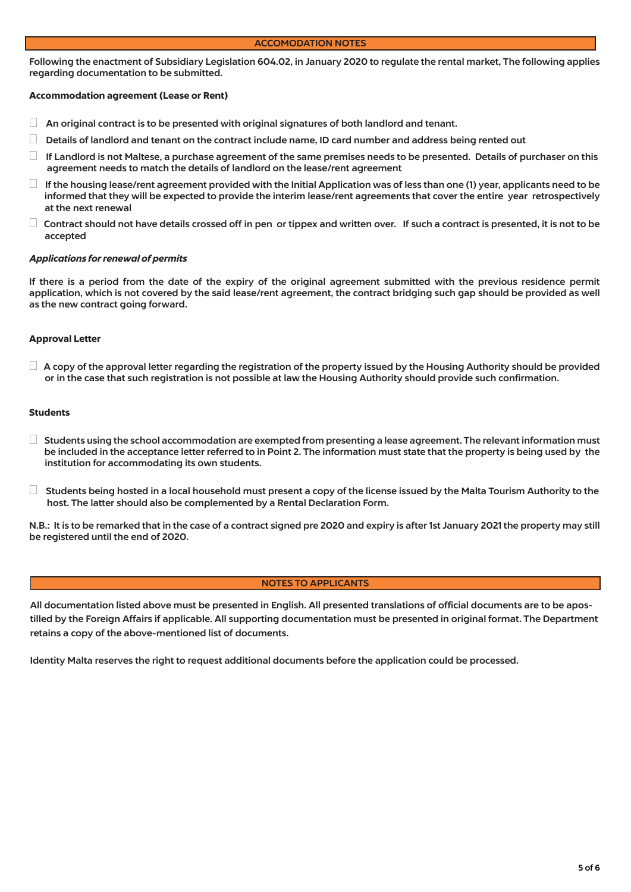## ACCOMODATION NOTES

**Following the enactment of Subsidiary Legislation 604.02, in January 2020 to regulate the rental market, The following applies regarding documentation to be submitted.**

### Accommodation agreement (Lease or Rent)

- ☐ **An original contract is to be presented with original signatures of both landlord and tenant.**
- ☐ **Details of landlord and tenant on the contract include name, ID card number and address being rented out**
- ☐ **If Landlord is not Maltese, a purchase agreement of the same premises needs to be presented. Details of purchaser on this agreement needs to match the details of landlord on the lease/rent agreement**
- ☐ **If the housing lease/rent agreement provided with the Initial Application was of less than one (1) year, applicants need to be informed that they will be expected to provide the interim lease/rent agreements that cover the entire year retrospectively at the next renewal**
- ☐ **Contract should not have details crossed off in pen or tippex and written over. If such a contract is presented, it is not to be accepted**

### *Applications for renewal of permits*

**If there is a period from the date of the expiry of the original agreement submitted with the previous residence permit application, which is not covered by the said lease/rent agreement, the contract bridging such gap should be provided as well as the new contract going forward.**

### Approval Letter

- ☐ **A copy of the approval letter regarding the registration of the property issued by the Housing Authority should be provided or in the case that such registration is not possible at law the Housing Authority should provide such confirmation.**

### Students

- ☐ **Students using the school accommodation are exempted from presenting a lease agreement. The relevant information must be included in the acceptance letter referred to in Point 2. The information must state that the property is being used by the institution for accommodating its own students.**
- ☐ **Students being hosted in a local household must present a copy of the license issued by the Malta Tourism Authority to the host. The latter should also be complemented by a Rental Declaration Form.**

**N.B.: It is to be remarked that in the case of a contract signed pre 2020 and expiry is after 1st January 2021 the property may still be registered until the end of 2020.**

## NOTES TO APPLICANTS

**All documentation listed above must be presented in English. All presented translations of official documents are to be apostilled by the Foreign Affairs if applicable. All supporting documentation must be presented in original format. The Department retains a copy of the above-mentioned list of documents.**

**Identity Malta reserves the right to request additional documents before the application could be processed.**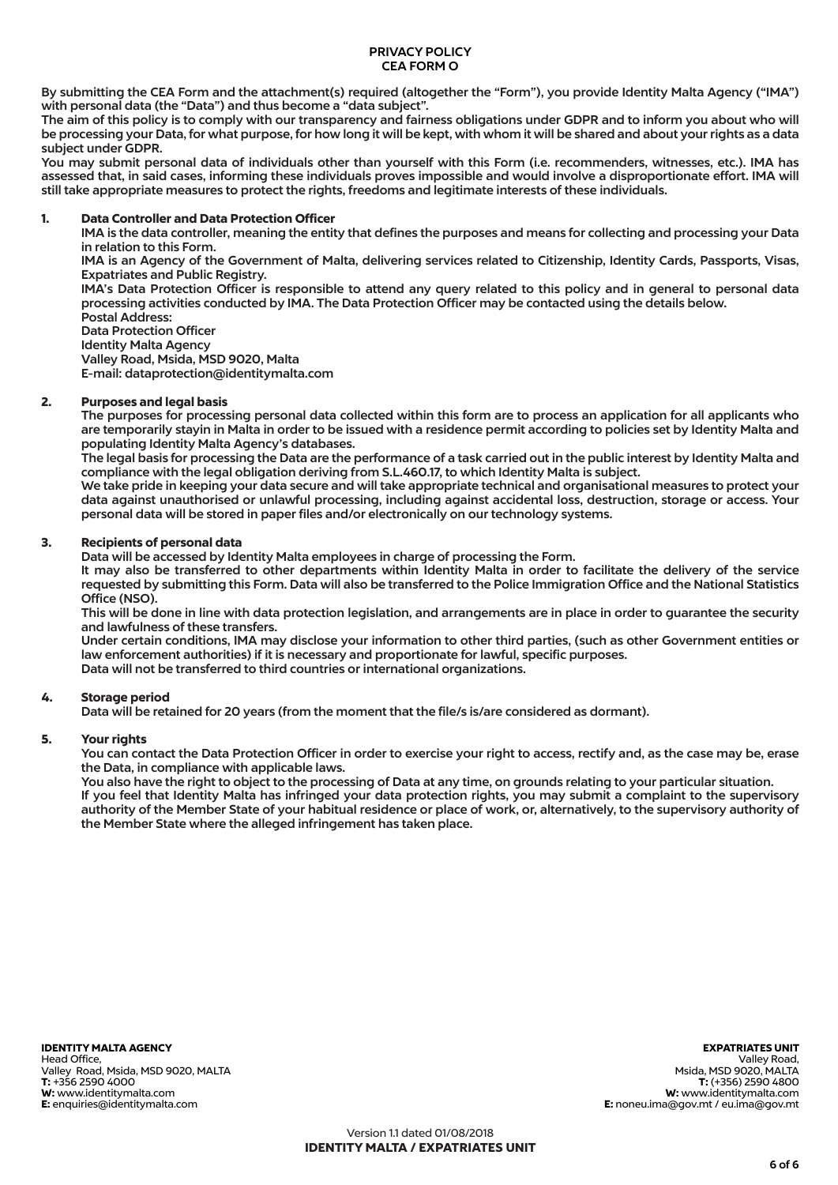# PRIVACY POLICY
## CEA FORM O

**By submitting the CEA Form and the attachment(s) required (altogether the "Form"), you provide Identity Malta Agency ("IMA") with personal data (the "Data") and thus become a "data subject".**

**The aim of this policy is to comply with our transparency and fairness obligations under GDPR and to inform you about who will be processing your Data, for what purpose, for how long it will be kept, with whom it will be shared and about your rights as a data subject under GDPR.**

**You may submit personal data of individuals other than yourself with this Form (i.e. recommenders, witnesses, etc.). IMA has assessed that, in said cases, informing these individuals proves impossible and would involve a disproportionate effort. IMA will still take appropriate measures to protect the rights, freedoms and legitimate interests of these individuals.**

### 1. Data Controller and Data Protection Officer

**IMA is the data controller, meaning the entity that defines the purposes and means for collecting and processing your Data in relation to this Form.**

**IMA is an Agency of the Government of Malta, delivering services related to Citizenship, Identity Cards, Passports, Visas, Expatriates and Public Registry.**

**IMA's Data Protection Officer is responsible to attend any query related to this policy and in general to personal data processing activities conducted by IMA. The Data Protection Officer may be contacted using the details below.**

**Postal Address:**
**Data Protection Officer**
**Identity Malta Agency**
**Valley Road, Msida, MSD 9020, Malta**
**E-mail: dataprotection@identitymalta.com**

### 2. Purposes and legal basis

**The purposes for processing personal data collected within this form are to process an application for all applicants who are temporarily stayin in Malta in order to be issued with a residence permit according to policies set by Identity Malta and populating Identity Malta Agency's databases.**

**The legal basis for processing the Data are the performance of a task carried out in the public interest by Identity Malta and compliance with the legal obligation deriving from S.L.460.17, to which Identity Malta is subject.**

**We take pride in keeping your data secure and will take appropriate technical and organisational measures to protect your data against unauthorised or unlawful processing, including against accidental loss, destruction, storage or access. Your personal data will be stored in paper files and/or electronically on our technology systems.**

### 3. Recipients of personal data

**Data will be accessed by Identity Malta employees in charge of processing the Form.**

**It may also be transferred to other departments within Identity Malta in order to facilitate the delivery of the service requested by submitting this Form. Data will also be transferred to the Police Immigration Office and the National Statistics Office (NSO).**

**This will be done in line with data protection legislation, and arrangements are in place in order to guarantee the security and lawfulness of these transfers.**

**Under certain conditions, IMA may disclose your information to other third parties, (such as other Government entities or law enforcement authorities) if it is necessary and proportionate for lawful, specific purposes.**

**Data will not be transferred to third countries or international organizations.**

### 4. Storage period

**Data will be retained for 20 years (from the moment that the file/s is/are considered as dormant).**

### 5. Your rights

**You can contact the Data Protection Officer in order to exercise your right to access, rectify and, as the case may be, erase the Data, in compliance with applicable laws.**

**You also have the right to object to the processing of Data at any time, on grounds relating to your particular situation.**

**If you feel that Identity Malta has infringed your data protection rights, you may submit a complaint to the supervisory authority of the Member State of your habitual residence or place of work, or, alternatively, to the supervisory authority of the Member State where the alleged infringement has taken place.**

**IDENTITY MALTA AGENCY**
Head Office,
Valley Road, Msida, MSD 9020, MALTA
**T:** +356 2590 4000
**W:** www.identitymalta.com
**E:** enquiries@identitymalta.com

**EXPATRIATES UNIT**
Valley Road,
Msida, MSD 9020, MALTA
**T:** (+356) 2590 4800
**W:** www.identitymalta.com
**E:** noneu.ima@gov.mt / eu.ima@gov.mt

Version 1.1 dated 01/08/2018
**IDENTITY MALTA / EXPATRIATES UNIT**